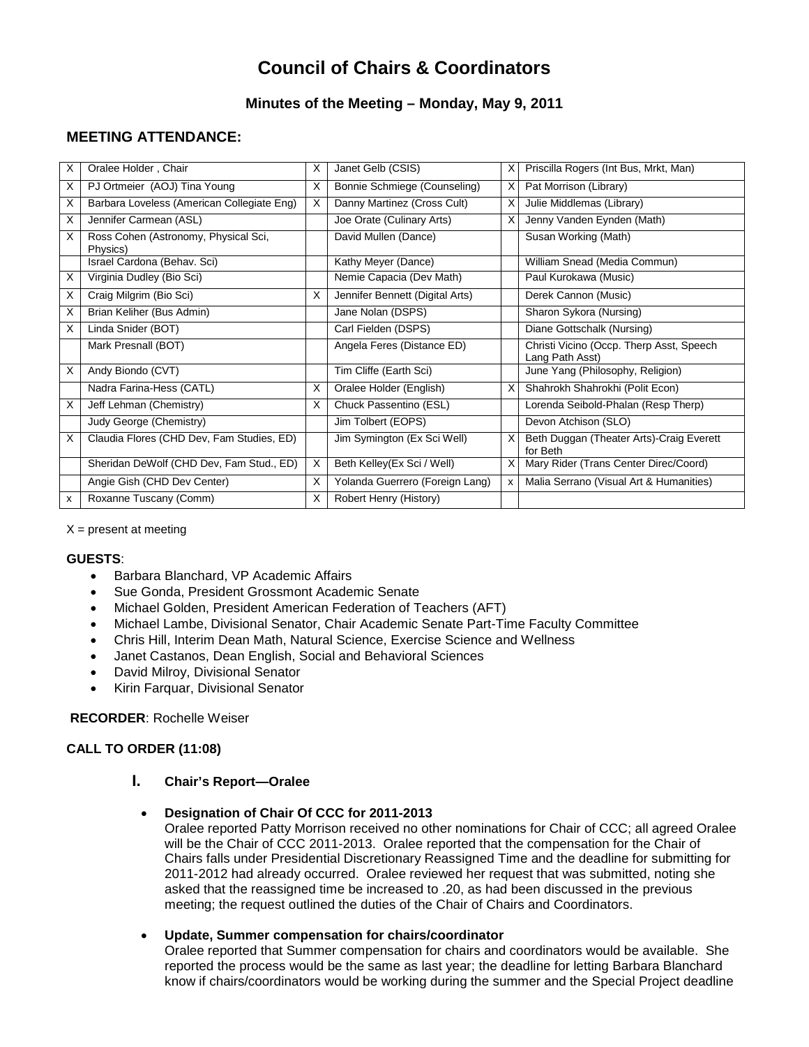# Council of Chairs & Coordinators

## Minutes of the Meeting – Monday, May 9, 2011

### MEETING ATTENDANCE:

| | | | | | |
|---|---|---|---|---|---|
| X | Oralee Holder , Chair | X | Janet Gelb (CSIS) | X | Priscilla Rogers (Int Bus, Mrkt, Man) |
| X | PJ Ortmeier (AOJ) Tina Young | X | Bonnie Schmiege (Counseling) | X | Pat Morrison (Library) |
| X | Barbara Loveless (American Collegiate Eng) | X | Danny Martinez (Cross Cult) | X | Julie Middlemas (Library) |
| X | Jennifer Carmean (ASL) | | Joe Orate (Culinary Arts) | X | Jenny Vanden Eynden (Math) |
| X | Ross Cohen (Astronomy, Physical Sci, Physics) | | David Mullen (Dance) | | Susan Working (Math) |
| | Israel Cardona (Behav. Sci) | | Kathy Meyer (Dance) | | William Snead (Media Commun) |
| X | Virginia Dudley (Bio Sci) | | Nemie Capacia (Dev Math) | | Paul Kurokawa (Music) |
| X | Craig Milgrim (Bio Sci) | X | Jennifer Bennett (Digital Arts) | | Derek Cannon (Music) |
| X | Brian Keliher (Bus Admin) | | Jane Nolan (DSPS) | | Sharon Sykora (Nursing) |
| X | Linda Snider (BOT) | | Carl Fielden (DSPS) | | Diane Gottschalk (Nursing) |
| | Mark Presnall (BOT) | | Angela Feres (Distance ED) | | Christi Vicino (Occp. Therp Asst, Speech Lang Path Asst) |
| X | Andy Biondo (CVT) | | Tim Cliffe (Earth Sci) | | June Yang (Philosophy, Religion) |
| | Nadra Farina-Hess (CATL) | X | Oralee Holder (English) | X | Shahrokh Shahrokhi (Polit Econ) |
| X | Jeff Lehman (Chemistry) | X | Chuck Passentino (ESL) | | Lorenda Seibold-Phalan (Resp Therp) |
| | Judy George (Chemistry) | | Jim Tolbert (EOPS) | | Devon Atchison (SLO) |
| X | Claudia Flores (CHD Dev, Fam Studies, ED) | | Jim Symington (Ex Sci Well) | X | Beth Duggan (Theater Arts)-Craig Everett for Beth |
| | Sheridan DeWolf (CHD Dev, Fam Stud., ED) | X | Beth Kelley(Ex Sci / Well) | X | Mary Rider (Trans Center Direc/Coord) |
| | Angie Gish (CHD Dev Center) | X | Yolanda Guerrero (Foreign Lang) | x | Malia Serrano (Visual Art & Humanities) |
| x | Roxanne Tuscany (Comm) | X | Robert Henry (History) | | |

X = present at meeting

**GUESTS**:

- Barbara Blanchard, VP Academic Affairs
- Sue Gonda, President Grossmont Academic Senate
- Michael Golden, President American Federation of Teachers (AFT)
- Michael Lambe, Divisional Senator, Chair Academic Senate Part-Time Faculty Committee
- Chris Hill, Interim Dean Math, Natural Science, Exercise Science and Wellness
- Janet Castanos, Dean English, Social and Behavioral Sciences
- David Milroy, Divisional Senator
- Kirin Farquar, Divisional Senator

**RECORDER**: Rochelle Weiser

**CALL TO ORDER (11:08)**

**I. Chair's Report—Oralee**

- **Designation of Chair Of CCC for 2011-2013**
  Oralee reported Patty Morrison received no other nominations for Chair of CCC; all agreed Oralee will be the Chair of CCC 2011-2013. Oralee reported that the compensation for the Chair of Chairs falls under Presidential Discretionary Reassigned Time and the deadline for submitting for 2011-2012 had already occurred. Oralee reviewed her request that was submitted, noting she asked that the reassigned time be increased to .20, as had been discussed in the previous meeting; the request outlined the duties of the Chair of Chairs and Coordinators.

- **Update, Summer compensation for chairs/coordinator**
  Oralee reported that Summer compensation for chairs and coordinators would be available. She reported the process would be the same as last year; the deadline for letting Barbara Blanchard know if chairs/coordinators would be working during the summer and the Special Project deadline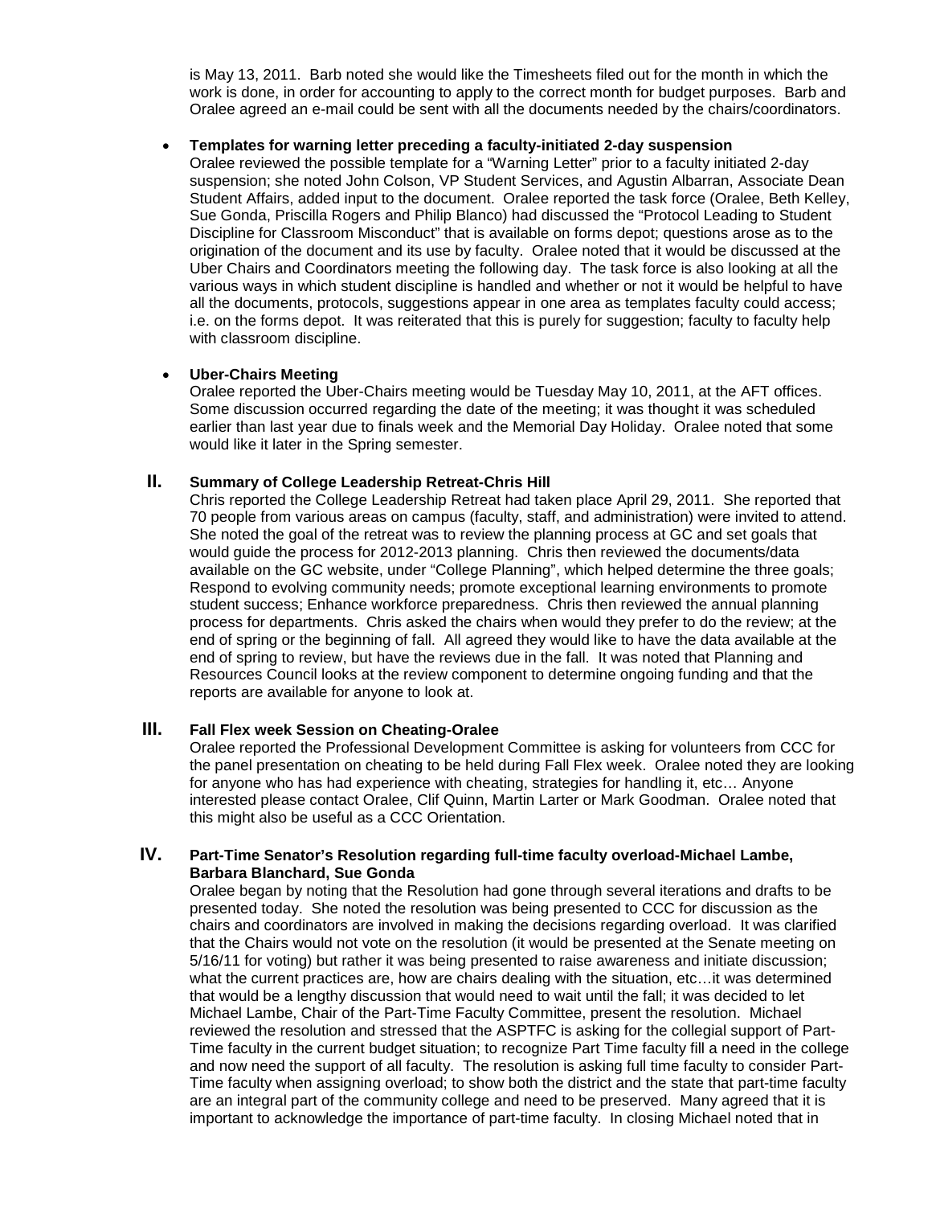is May 13, 2011. Barb noted she would like the Timesheets filed out for the month in which the work is done, in order for accounting to apply to the correct month for budget purposes. Barb and Oralee agreed an e-mail could be sent with all the documents needed by the chairs/coordinators.

- **Templates for warning letter preceding a faculty-initiated 2-day suspension**
  Oralee reviewed the possible template for a "Warning Letter" prior to a faculty initiated 2-day suspension; she noted John Colson, VP Student Services, and Agustin Albarran, Associate Dean Student Affairs, added input to the document. Oralee reported the task force (Oralee, Beth Kelley, Sue Gonda, Priscilla Rogers and Philip Blanco) had discussed the "Protocol Leading to Student Discipline for Classroom Misconduct" that is available on forms depot; questions arose as to the origination of the document and its use by faculty. Oralee noted that it would be discussed at the Uber Chairs and Coordinators meeting the following day. The task force is also looking at all the various ways in which student discipline is handled and whether or not it would be helpful to have all the documents, protocols, suggestions appear in one area as templates faculty could access; i.e. on the forms depot. It was reiterated that this is purely for suggestion; faculty to faculty help with classroom discipline.

- **Uber-Chairs Meeting**
  Oralee reported the Uber-Chairs meeting would be Tuesday May 10, 2011, at the AFT offices. Some discussion occurred regarding the date of the meeting; it was thought it was scheduled earlier than last year due to finals week and the Memorial Day Holiday. Oralee noted that some would like it later in the Spring semester.

## II. Summary of College Leadership Retreat-Chris Hill

Chris reported the College Leadership Retreat had taken place April 29, 2011. She reported that 70 people from various areas on campus (faculty, staff, and administration) were invited to attend. She noted the goal of the retreat was to review the planning process at GC and set goals that would guide the process for 2012-2013 planning. Chris then reviewed the documents/data available on the GC website, under "College Planning", which helped determine the three goals; Respond to evolving community needs; promote exceptional learning environments to promote student success; Enhance workforce preparedness. Chris then reviewed the annual planning process for departments. Chris asked the chairs when would they prefer to do the review; at the end of spring or the beginning of fall. All agreed they would like to have the data available at the end of spring to review, but have the reviews due in the fall. It was noted that Planning and Resources Council looks at the review component to determine ongoing funding and that the reports are available for anyone to look at.

## III. Fall Flex week Session on Cheating-Oralee

Oralee reported the Professional Development Committee is asking for volunteers from CCC for the panel presentation on cheating to be held during Fall Flex week. Oralee noted they are looking for anyone who has had experience with cheating, strategies for handling it, etc… Anyone interested please contact Oralee, Clif Quinn, Martin Larter or Mark Goodman. Oralee noted that this might also be useful as a CCC Orientation.

## IV. Part-Time Senator's Resolution regarding full-time faculty overload-Michael Lambe, Barbara Blanchard, Sue Gonda

Oralee began by noting that the Resolution had gone through several iterations and drafts to be presented today. She noted the resolution was being presented to CCC for discussion as the chairs and coordinators are involved in making the decisions regarding overload. It was clarified that the Chairs would not vote on the resolution (it would be presented at the Senate meeting on 5/16/11 for voting) but rather it was being presented to raise awareness and initiate discussion; what the current practices are, how are chairs dealing with the situation, etc…it was determined that would be a lengthy discussion that would need to wait until the fall; it was decided to let Michael Lambe, Chair of the Part-Time Faculty Committee, present the resolution. Michael reviewed the resolution and stressed that the ASPTFC is asking for the collegial support of Part-Time faculty in the current budget situation; to recognize Part Time faculty fill a need in the college and now need the support of all faculty. The resolution is asking full time faculty to consider Part-Time faculty when assigning overload; to show both the district and the state that part-time faculty are an integral part of the community college and need to be preserved. Many agreed that it is important to acknowledge the importance of part-time faculty. In closing Michael noted that in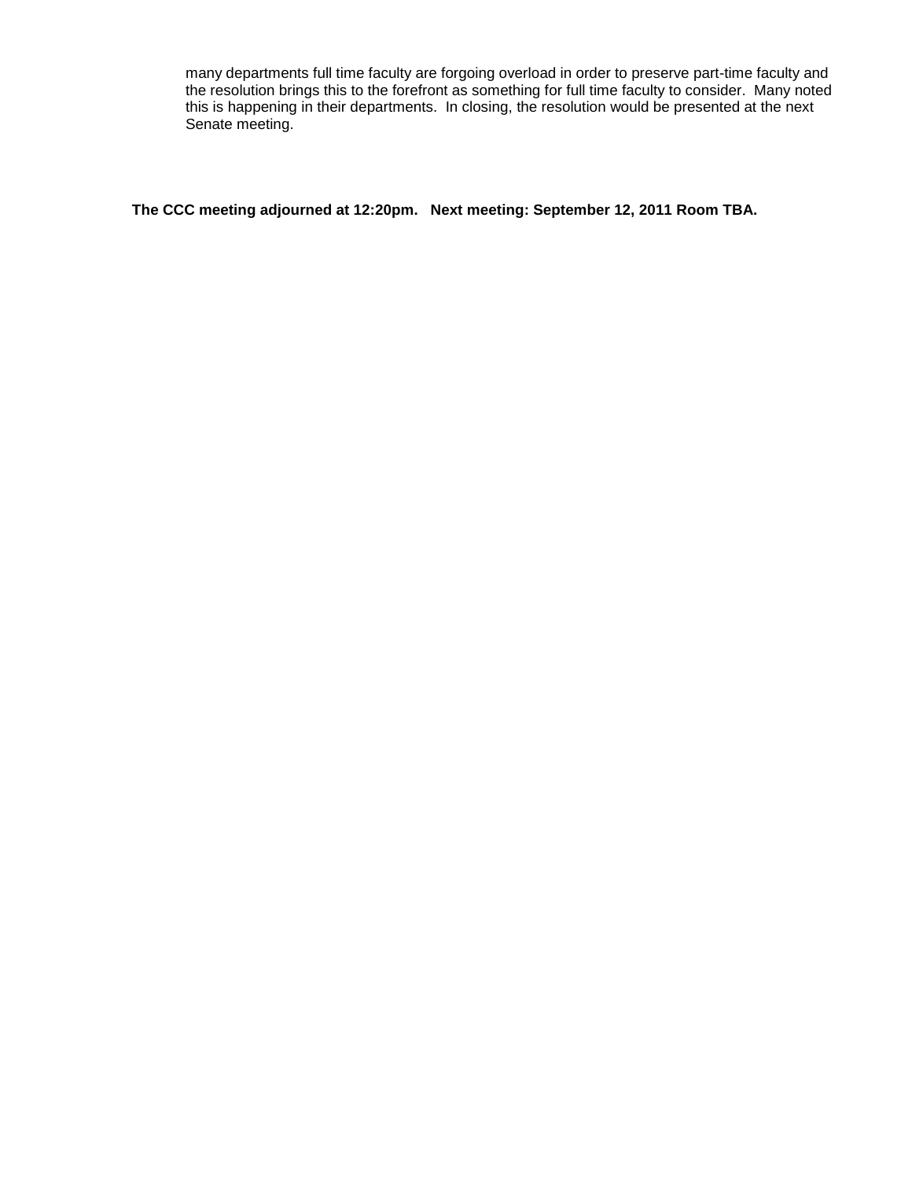many departments full time faculty are forgoing overload in order to preserve part-time faculty and the resolution brings this to the forefront as something for full time faculty to consider. Many noted this is happening in their departments. In closing, the resolution would be presented at the next Senate meeting.

**The CCC meeting adjourned at 12:20pm. Next meeting: September 12, 2011 Room TBA.**